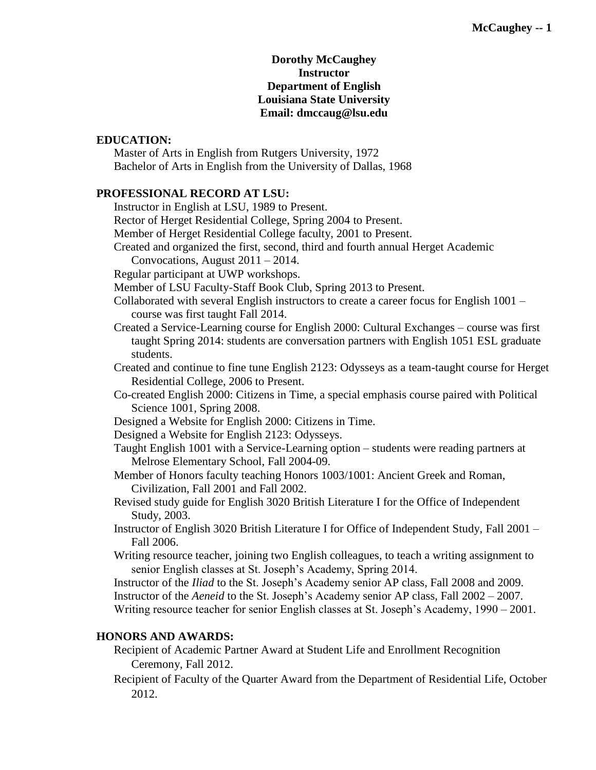**Dorothy McCaughey**
**Instructor**
**Department of English**
**Louisiana State University**
**Email: dmccaug@lsu.edu**

## EDUCATION:

Master of Arts in English from Rutgers University, 1972
Bachelor of Arts in English from the University of Dallas, 1968

## PROFESSIONAL RECORD AT LSU:

Instructor in English at LSU, 1989 to Present.
Rector of Herget Residential College, Spring 2004 to Present.
Member of Herget Residential College faculty, 2001 to Present.
Created and organized the first, second, third and fourth annual Herget Academic Convocations, August 2011 – 2014.
Regular participant at UWP workshops.
Member of LSU Faculty-Staff Book Club, Spring 2013 to Present.
Collaborated with several English instructors to create a career focus for English 1001 – course was first taught Fall 2014.
Created a Service-Learning course for English 2000: Cultural Exchanges – course was first taught Spring 2014: students are conversation partners with English 1051 ESL graduate students.
Created and continue to fine tune English 2123: Odysseys as a team-taught course for Herget Residential College, 2006 to Present.
Co-created English 2000: Citizens in Time, a special emphasis course paired with Political Science 1001, Spring 2008.
Designed a Website for English 2000: Citizens in Time.
Designed a Website for English 2123: Odysseys.
Taught English 1001 with a Service-Learning option – students were reading partners at Melrose Elementary School, Fall 2004-09.
Member of Honors faculty teaching Honors 1003/1001: Ancient Greek and Roman, Civilization, Fall 2001 and Fall 2002.
Revised study guide for English 3020 British Literature I for the Office of Independent Study, 2003.
Instructor of English 3020 British Literature I for Office of Independent Study, Fall 2001 – Fall 2006.
Writing resource teacher, joining two English colleagues, to teach a writing assignment to senior English classes at St. Joseph's Academy, Spring 2014.
Instructor of the *Iliad* to the St. Joseph's Academy senior AP class, Fall 2008 and 2009.
Instructor of the *Aeneid* to the St. Joseph's Academy senior AP class, Fall 2002 – 2007.
Writing resource teacher for senior English classes at St. Joseph's Academy, 1990 – 2001.

## HONORS AND AWARDS:

Recipient of Academic Partner Award at Student Life and Enrollment Recognition Ceremony, Fall 2012.
Recipient of Faculty of the Quarter Award from the Department of Residential Life, October 2012.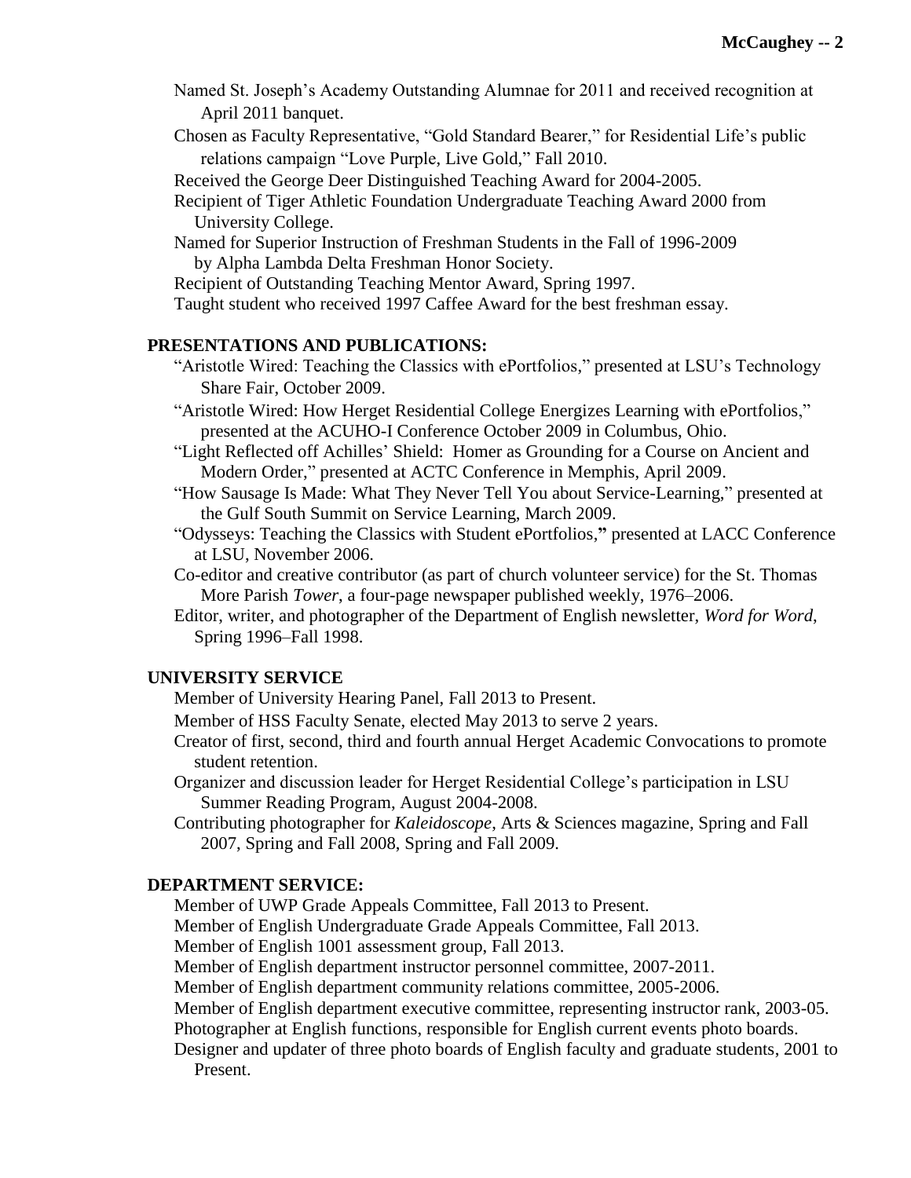Named St. Joseph's Academy Outstanding Alumnae for 2011 and received recognition at April 2011 banquet.

Chosen as Faculty Representative, "Gold Standard Bearer," for Residential Life's public relations campaign "Love Purple, Live Gold," Fall 2010.

Received the George Deer Distinguished Teaching Award for 2004-2005.

Recipient of Tiger Athletic Foundation Undergraduate Teaching Award 2000 from University College.

Named for Superior Instruction of Freshman Students in the Fall of 1996-2009 by Alpha Lambda Delta Freshman Honor Society.

Recipient of Outstanding Teaching Mentor Award, Spring 1997.

Taught student who received 1997 Caffee Award for the best freshman essay.

## PRESENTATIONS AND PUBLICATIONS:

"Aristotle Wired: Teaching the Classics with ePortfolios," presented at LSU's Technology Share Fair, October 2009.

"Aristotle Wired: How Herget Residential College Energizes Learning with ePortfolios," presented at the ACUHO-I Conference October 2009 in Columbus, Ohio.

"Light Reflected off Achilles' Shield: Homer as Grounding for a Course on Ancient and Modern Order," presented at ACTC Conference in Memphis, April 2009.

"How Sausage Is Made: What They Never Tell You about Service-Learning," presented at the Gulf South Summit on Service Learning, March 2009.

"Odysseys: Teaching the Classics with Student ePortfolios," presented at LACC Conference at LSU, November 2006.

Co-editor and creative contributor (as part of church volunteer service) for the St. Thomas More Parish *Tower*, a four-page newspaper published weekly, 1976–2006.

Editor, writer, and photographer of the Department of English newsletter, *Word for Word*, Spring 1996–Fall 1998.

## UNIVERSITY SERVICE

Member of University Hearing Panel, Fall 2013 to Present.

Member of HSS Faculty Senate, elected May 2013 to serve 2 years.

Creator of first, second, third and fourth annual Herget Academic Convocations to promote student retention.

Organizer and discussion leader for Herget Residential College's participation in LSU Summer Reading Program, August 2004-2008.

Contributing photographer for *Kaleidoscope*, Arts & Sciences magazine, Spring and Fall 2007, Spring and Fall 2008, Spring and Fall 2009.

## DEPARTMENT SERVICE:

Member of UWP Grade Appeals Committee, Fall 2013 to Present.

Member of English Undergraduate Grade Appeals Committee, Fall 2013.

Member of English 1001 assessment group, Fall 2013.

Member of English department instructor personnel committee, 2007-2011.

Member of English department community relations committee, 2005-2006.

Member of English department executive committee, representing instructor rank, 2003-05.

Photographer at English functions, responsible for English current events photo boards.

Designer and updater of three photo boards of English faculty and graduate students, 2001 to Present.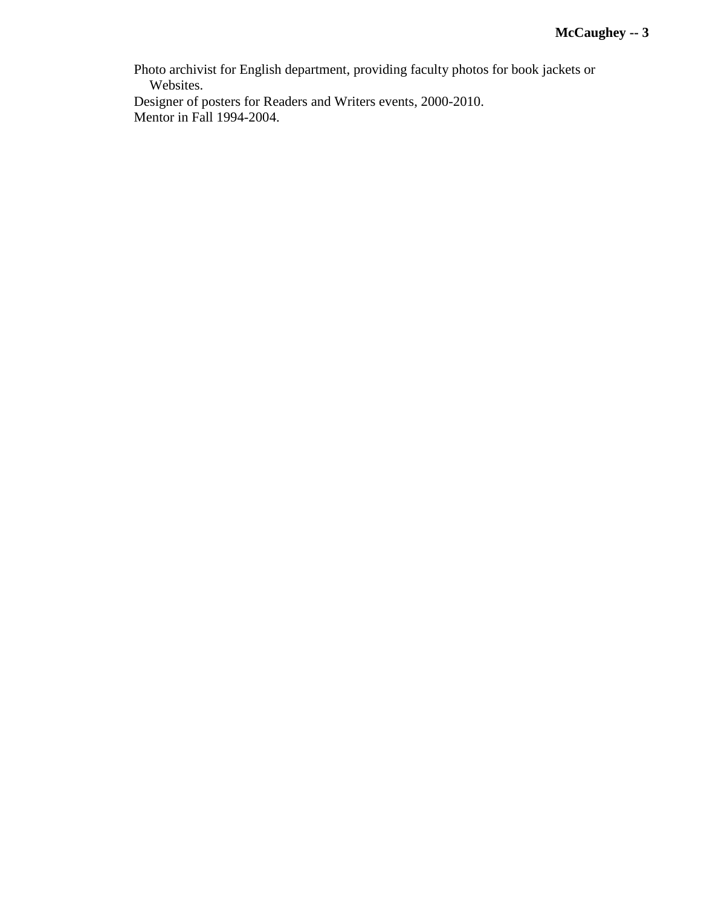Photo archivist for English department, providing faculty photos for book jackets or Websites.
Designer of posters for Readers and Writers events, 2000-2010.
Mentor in Fall 1994-2004.